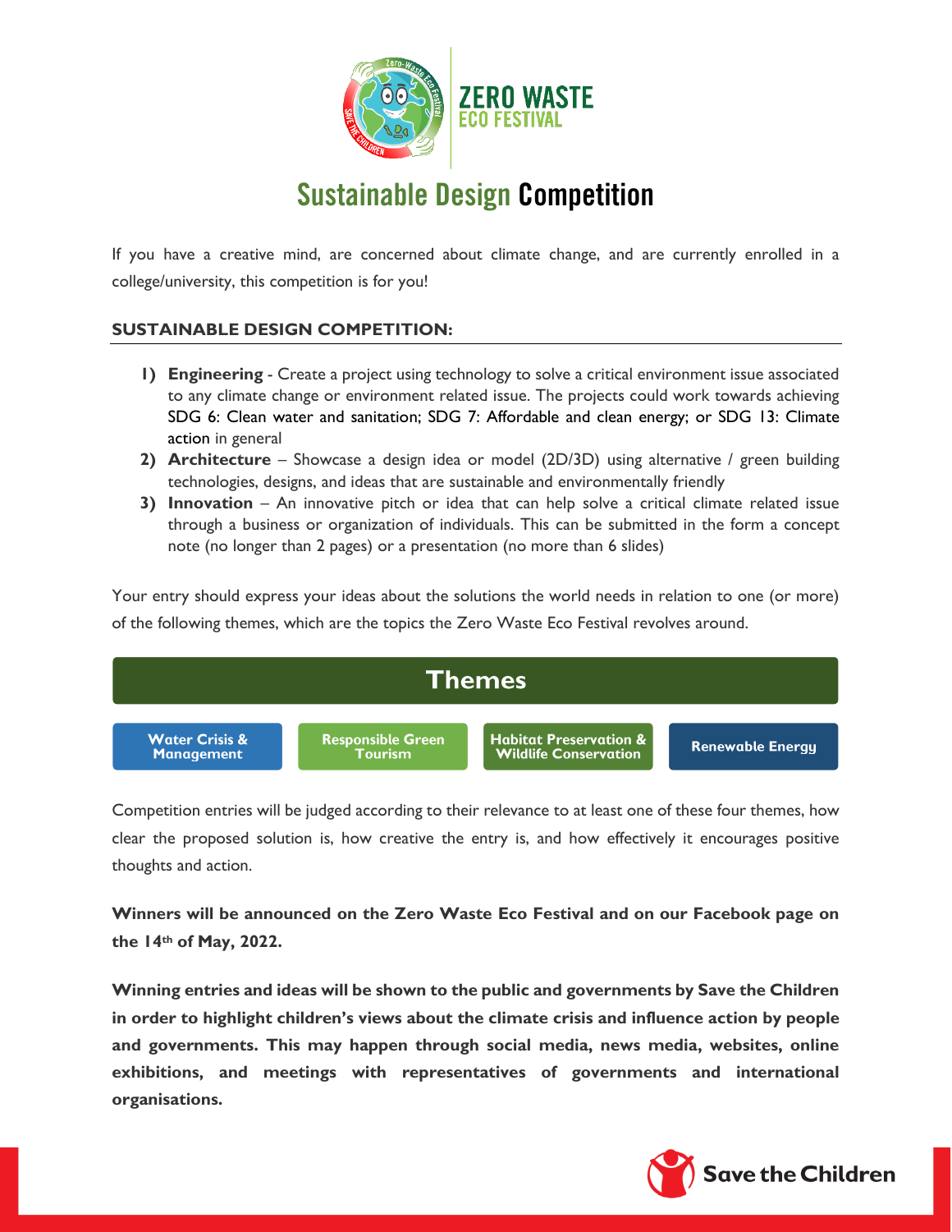# ZERO WASTE ECO FESTIVAL

## Sustainable Design Competition

If you have a creative mind, are concerned about climate change, and are currently enrolled in a college/university, this competition is for you!

**SUSTAINABLE DESIGN COMPETITION:**

1) **Engineering** - Create a project using technology to solve a critical environment issue associated to any climate change or environment related issue. The projects could work towards achieving SDG 6: Clean water and sanitation; SDG 7: Affordable and clean energy; or SDG 13: Climate action in general
2) **Architecture** – Showcase a design idea or model (2D/3D) using alternative / green building technologies, designs, and ideas that are sustainable and environmentally friendly
3) **Innovation** – An innovative pitch or idea that can help solve a critical climate related issue through a business or organization of individuals. This can be submitted in the form a concept note (no longer than 2 pages) or a presentation (no more than 6 slides)

Your entry should express your ideas about the solutions the world needs in relation to one (or more) of the following themes, which are the topics the Zero Waste Eco Festival revolves around.

| Themes | | | |
|---|---|---|---|
| Water Crisis & Management | Responsible Green Tourism | Habitat Preservation & Wildlife Conservation | Renewable Energy |

Competition entries will be judged according to their relevance to at least one of these four themes, how clear the proposed solution is, how creative the entry is, and how effectively it encourages positive thoughts and action.

**Winners will be announced on the Zero Waste Eco Festival and on our Facebook page on the 14th of May, 2022.**

**Winning entries and ideas will be shown to the public and governments by Save the Children in order to highlight children's views about the climate crisis and influence action by people and governments. This may happen through social media, news media, websites, online exhibitions, and meetings with representatives of governments and international organisations.**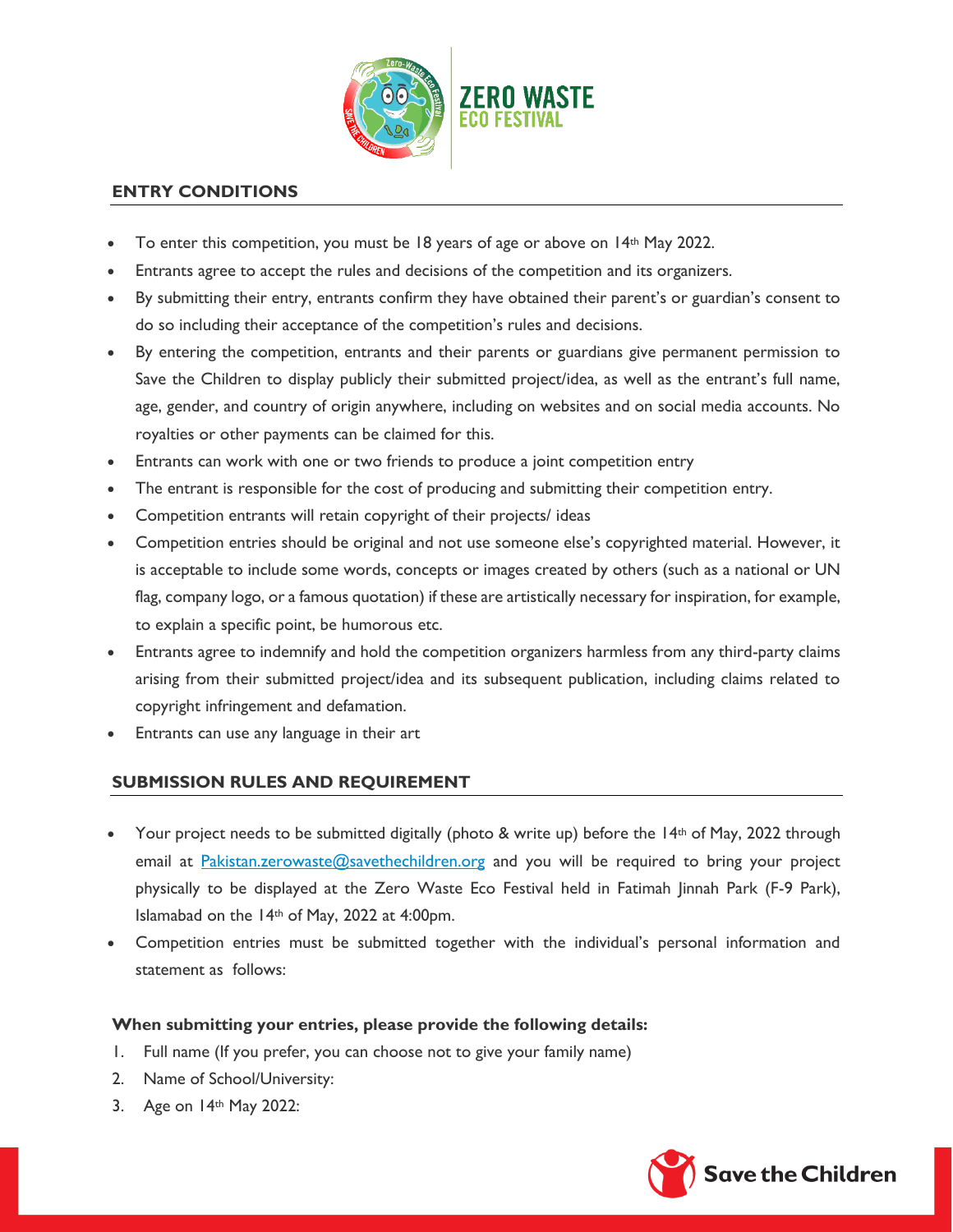## ENTRY CONDITIONS

- To enter this competition, you must be 18 years of age or above on 14th May 2022.
- Entrants agree to accept the rules and decisions of the competition and its organizers.
- By submitting their entry, entrants confirm they have obtained their parent's or guardian's consent to do so including their acceptance of the competition's rules and decisions.
- By entering the competition, entrants and their parents or guardians give permanent permission to Save the Children to display publicly their submitted project/idea, as well as the entrant's full name, age, gender, and country of origin anywhere, including on websites and on social media accounts. No royalties or other payments can be claimed for this.
- Entrants can work with one or two friends to produce a joint competition entry
- The entrant is responsible for the cost of producing and submitting their competition entry.
- Competition entrants will retain copyright of their projects/ ideas
- Competition entries should be original and not use someone else's copyrighted material. However, it is acceptable to include some words, concepts or images created by others (such as a national or UN flag, company logo, or a famous quotation) if these are artistically necessary for inspiration, for example, to explain a specific point, be humorous etc.
- Entrants agree to indemnify and hold the competition organizers harmless from any third-party claims arising from their submitted project/idea and its subsequent publication, including claims related to copyright infringement and defamation.
- Entrants can use any language in their art

## SUBMISSION RULES AND REQUIREMENT

- Your project needs to be submitted digitally (photo & write up) before the 14th of May, 2022 through email at Pakistan.zerowaste@savethechildren.org and you will be required to bring your project physically to be displayed at the Zero Waste Eco Festival held in Fatimah Jinnah Park (F-9 Park), Islamabad on the 14th of May, 2022 at 4:00pm.
- Competition entries must be submitted together with the individual's personal information and statement as follows:

**When submitting your entries, please provide the following details:**

1. Full name (If you prefer, you can choose not to give your family name)
2. Name of School/University:
3. Age on 14th May 2022: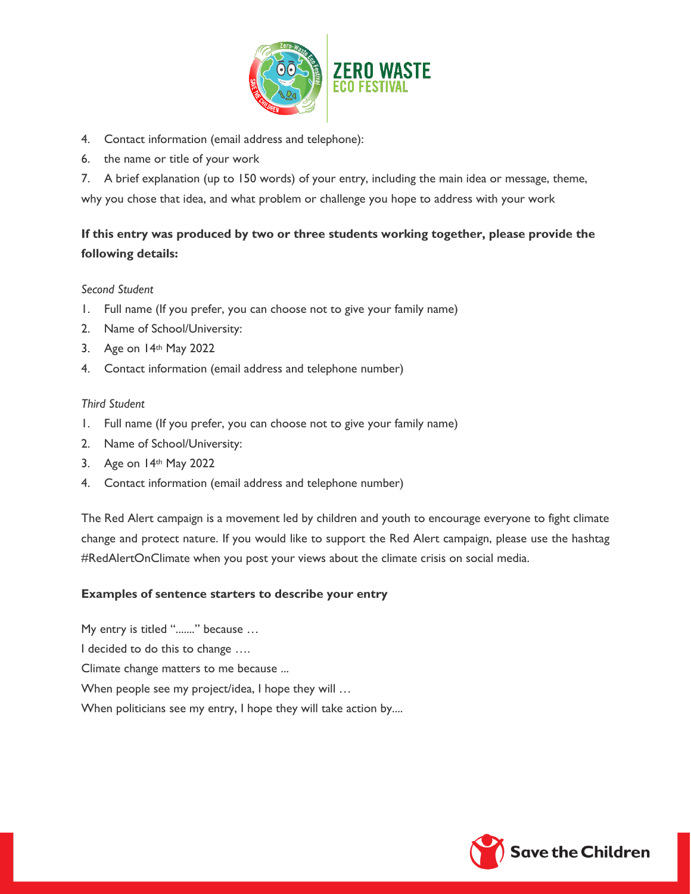4. Contact information (email address and telephone):
6. the name or title of your work
7. A brief explanation (up to 150 words) of your entry, including the main idea or message, theme, why you chose that idea, and what problem or challenge you hope to address with your work

**If this entry was produced by two or three students working together, please provide the following details:**

*Second Student*

1. Full name (If you prefer, you can choose not to give your family name)
2. Name of School/University:
3. Age on 14th May 2022
4. Contact information (email address and telephone number)

*Third Student*

1. Full name (If you prefer, you can choose not to give your family name)
2. Name of School/University:
3. Age on 14th May 2022
4. Contact information (email address and telephone number)

The Red Alert campaign is a movement led by children and youth to encourage everyone to fight climate change and protect nature. If you would like to support the Red Alert campaign, please use the hashtag #RedAlertOnClimate when you post your views about the climate crisis on social media.

**Examples of sentence starters to describe your entry**

My entry is titled "......." because …
I decided to do this to change ….
Climate change matters to me because ...
When people see my project/idea, I hope they will …
When politicians see my entry, I hope they will take action by....